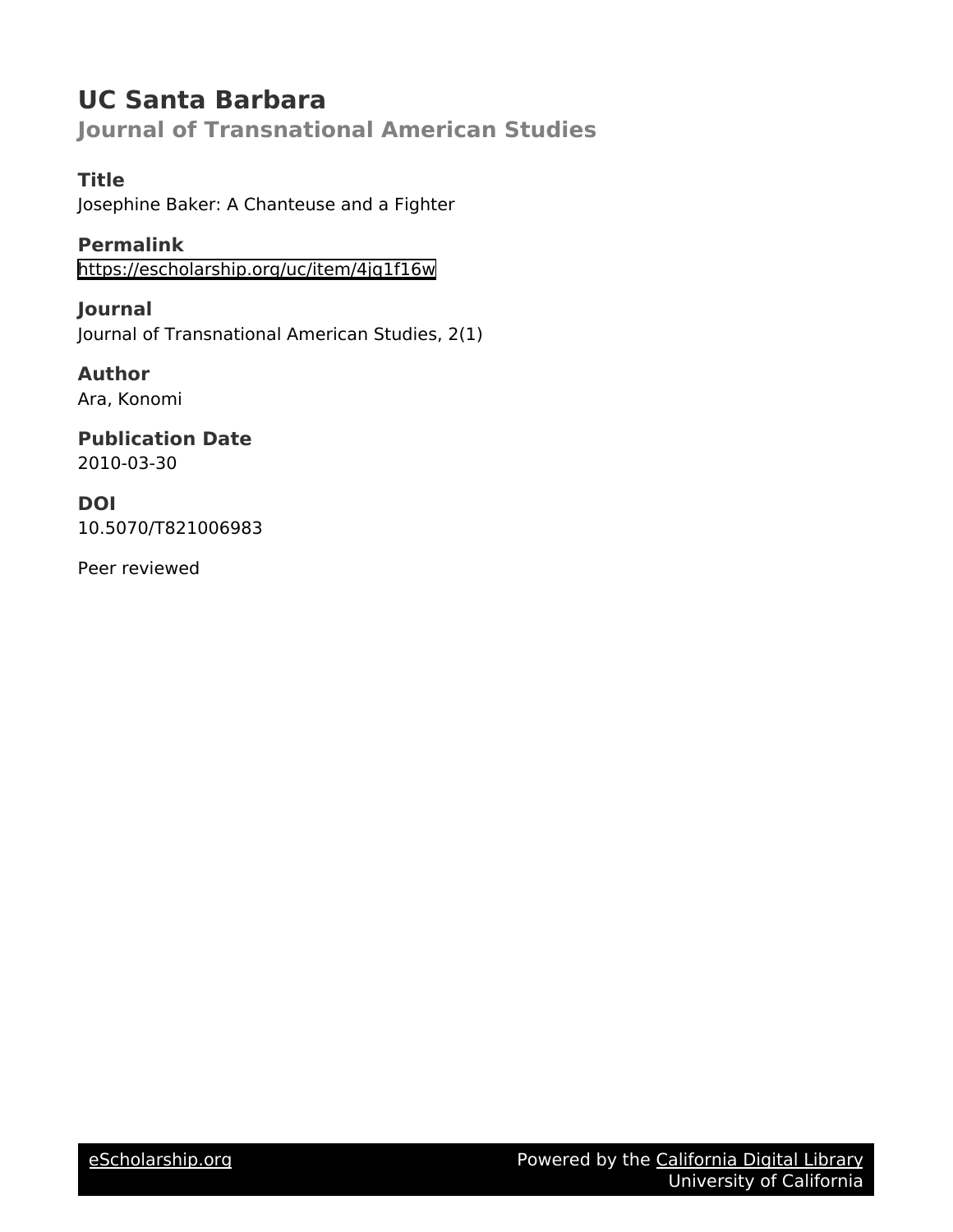# UC Santa Barbara

## Journal of Transnational American Studies

### Title
Josephine Baker: A Chanteuse and a Fighter

### Permalink
https://escholarship.org/uc/item/4jg1f16w

### Journal
Journal of Transnational American Studies, 2(1)

### Author
Ara, Konomi

### Publication Date
2010-03-30

### DOI
10.5070/T821006983

Peer reviewed

eScholarship.org Powered by the California Digital Library University of California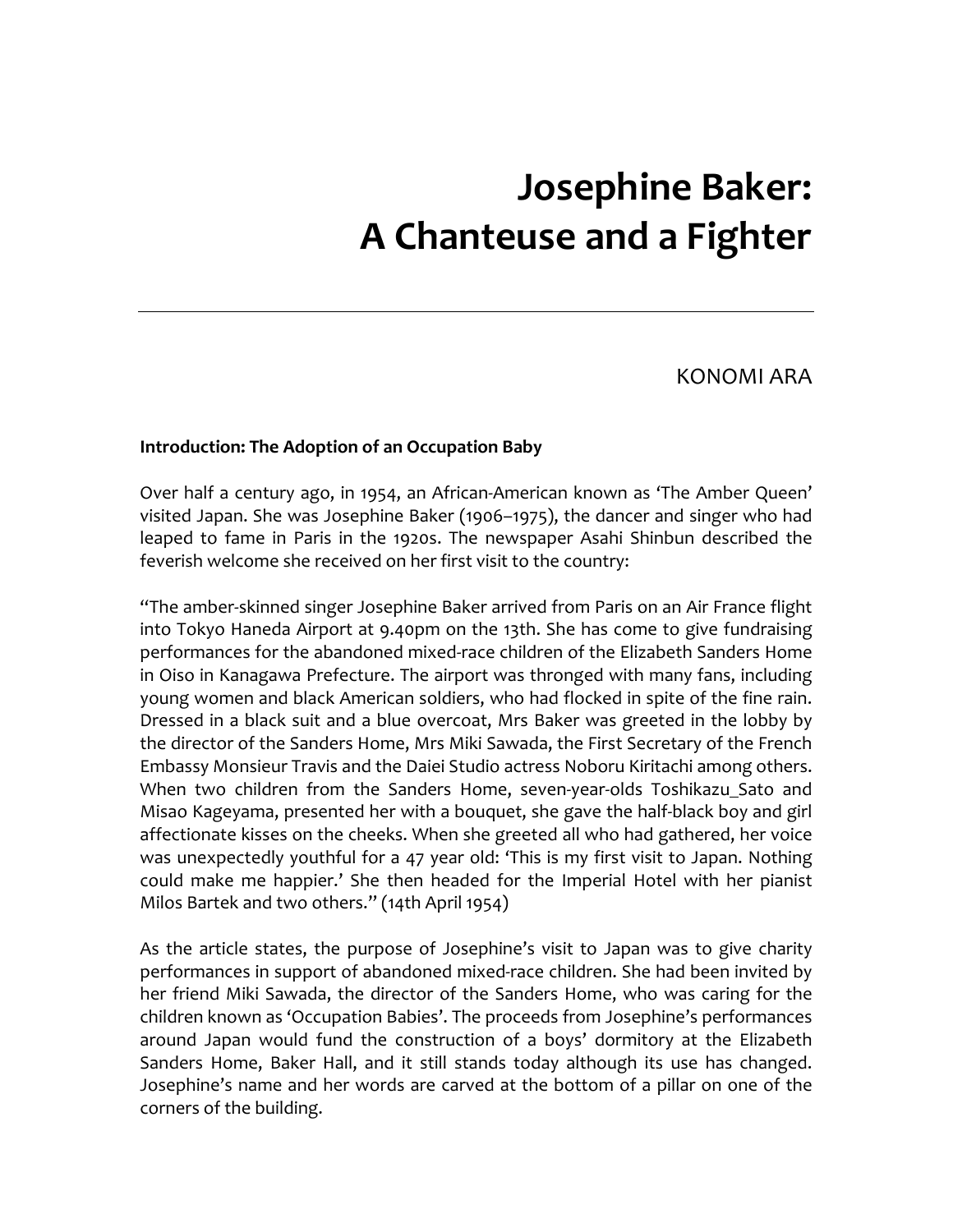# Josephine Baker: A Chanteuse and a Fighter

---

KONOMI ARA

**Introduction: The Adoption of an Occupation Baby**

Over half a century ago, in 1954, an African-American known as 'The Amber Queen' visited Japan. She was Josephine Baker (1906–1975), the dancer and singer who had leaped to fame in Paris in the 1920s. The newspaper Asahi Shinbun described the feverish welcome she received on her first visit to the country:

"The amber-skinned singer Josephine Baker arrived from Paris on an Air France flight into Tokyo Haneda Airport at 9.40pm on the 13th. She has come to give fundraising performances for the abandoned mixed-race children of the Elizabeth Sanders Home in Oiso in Kanagawa Prefecture. The airport was thronged with many fans, including young women and black American soldiers, who had flocked in spite of the fine rain. Dressed in a black suit and a blue overcoat, Mrs Baker was greeted in the lobby by the director of the Sanders Home, Mrs Miki Sawada, the First Secretary of the French Embassy Monsieur Travis and the Daiei Studio actress Noboru Kiritachi among others. When two children from the Sanders Home, seven-year-olds Toshikazu_Sato and Misao Kageyama, presented her with a bouquet, she gave the half-black boy and girl affectionate kisses on the cheeks. When she greeted all who had gathered, her voice was unexpectedly youthful for a 47 year old: 'This is my first visit to Japan. Nothing could make me happier.' She then headed for the Imperial Hotel with her pianist Milos Bartek and two others." (14th April 1954)

As the article states, the purpose of Josephine's visit to Japan was to give charity performances in support of abandoned mixed-race children. She had been invited by her friend Miki Sawada, the director of the Sanders Home, who was caring for the children known as 'Occupation Babies'. The proceeds from Josephine's performances around Japan would fund the construction of a boys' dormitory at the Elizabeth Sanders Home, Baker Hall, and it still stands today although its use has changed. Josephine's name and her words are carved at the bottom of a pillar on one of the corners of the building.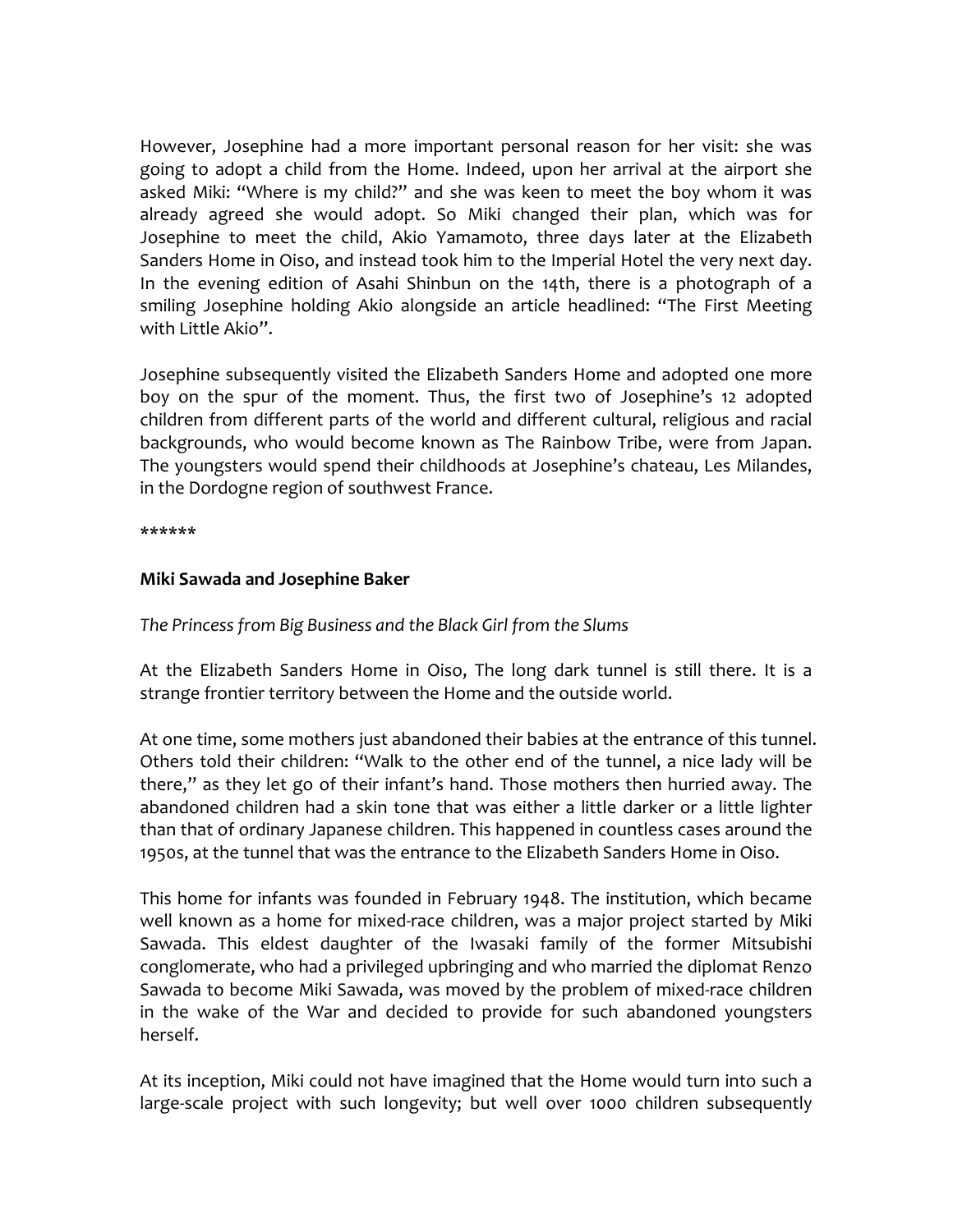However, Josephine had a more important personal reason for her visit: she was going to adopt a child from the Home. Indeed, upon her arrival at the airport she asked Miki: "Where is my child?" and she was keen to meet the boy whom it was already agreed she would adopt. So Miki changed their plan, which was for Josephine to meet the child, Akio Yamamoto, three days later at the Elizabeth Sanders Home in Oiso, and instead took him to the Imperial Hotel the very next day. In the evening edition of Asahi Shinbun on the 14th, there is a photograph of a smiling Josephine holding Akio alongside an article headlined: "The First Meeting with Little Akio".

Josephine subsequently visited the Elizabeth Sanders Home and adopted one more boy on the spur of the moment. Thus, the first two of Josephine's 12 adopted children from different parts of the world and different cultural, religious and racial backgrounds, who would become known as The Rainbow Tribe, were from Japan. The youngsters would spend their childhoods at Josephine's chateau, Les Milandes, in the Dordogne region of southwest France.

******

**Miki Sawada and Josephine Baker**

*The Princess from Big Business and the Black Girl from the Slums*

At the Elizabeth Sanders Home in Oiso, The long dark tunnel is still there. It is a strange frontier territory between the Home and the outside world.

At one time, some mothers just abandoned their babies at the entrance of this tunnel. Others told their children: "Walk to the other end of the tunnel, a nice lady will be there," as they let go of their infant's hand. Those mothers then hurried away. The abandoned children had a skin tone that was either a little darker or a little lighter than that of ordinary Japanese children. This happened in countless cases around the 1950s, at the tunnel that was the entrance to the Elizabeth Sanders Home in Oiso.

This home for infants was founded in February 1948. The institution, which became well known as a home for mixed-race children, was a major project started by Miki Sawada. This eldest daughter of the Iwasaki family of the former Mitsubishi conglomerate, who had a privileged upbringing and who married the diplomat Renzo Sawada to become Miki Sawada, was moved by the problem of mixed-race children in the wake of the War and decided to provide for such abandoned youngsters herself.

At its inception, Miki could not have imagined that the Home would turn into such a large-scale project with such longevity; but well over 1000 children subsequently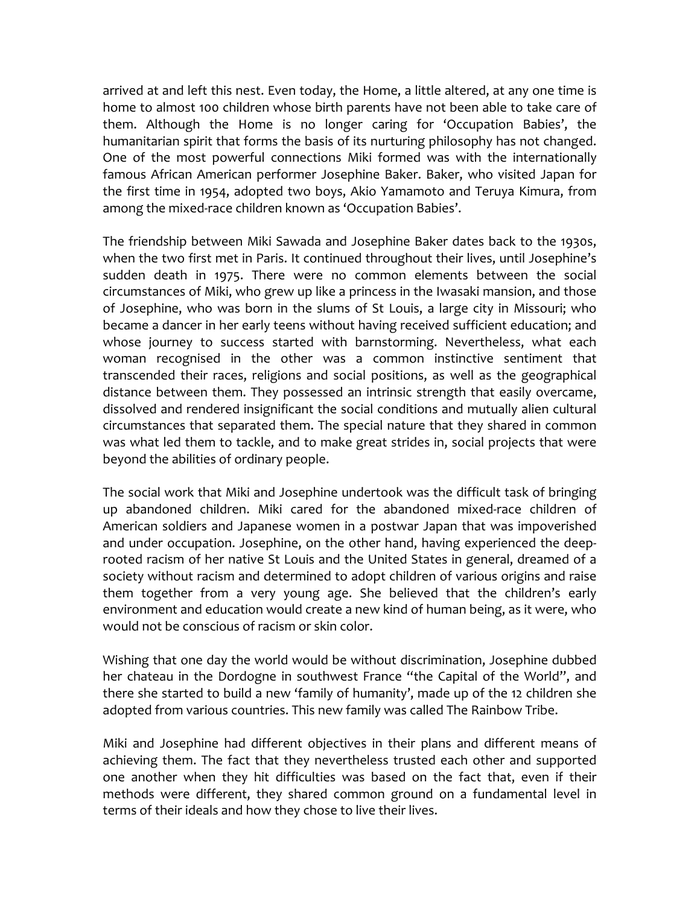arrived at and left this nest. Even today, the Home, a little altered, at any one time is home to almost 100 children whose birth parents have not been able to take care of them. Although the Home is no longer caring for 'Occupation Babies', the humanitarian spirit that forms the basis of its nurturing philosophy has not changed. One of the most powerful connections Miki formed was with the internationally famous African American performer Josephine Baker. Baker, who visited Japan for the first time in 1954, adopted two boys, Akio Yamamoto and Teruya Kimura, from among the mixed-race children known as 'Occupation Babies'.

The friendship between Miki Sawada and Josephine Baker dates back to the 1930s, when the two first met in Paris. It continued throughout their lives, until Josephine's sudden death in 1975. There were no common elements between the social circumstances of Miki, who grew up like a princess in the Iwasaki mansion, and those of Josephine, who was born in the slums of St Louis, a large city in Missouri; who became a dancer in her early teens without having received sufficient education; and whose journey to success started with barnstorming. Nevertheless, what each woman recognised in the other was a common instinctive sentiment that transcended their races, religions and social positions, as well as the geographical distance between them. They possessed an intrinsic strength that easily overcame, dissolved and rendered insignificant the social conditions and mutually alien cultural circumstances that separated them. The special nature that they shared in common was what led them to tackle, and to make great strides in, social projects that were beyond the abilities of ordinary people.

The social work that Miki and Josephine undertook was the difficult task of bringing up abandoned children. Miki cared for the abandoned mixed-race children of American soldiers and Japanese women in a postwar Japan that was impoverished and under occupation. Josephine, on the other hand, having experienced the deep-rooted racism of her native St Louis and the United States in general, dreamed of a society without racism and determined to adopt children of various origins and raise them together from a very young age. She believed that the children's early environment and education would create a new kind of human being, as it were, who would not be conscious of racism or skin color.

Wishing that one day the world would be without discrimination, Josephine dubbed her chateau in the Dordogne in southwest France "the Capital of the World", and there she started to build a new 'family of humanity', made up of the 12 children she adopted from various countries. This new family was called The Rainbow Tribe.

Miki and Josephine had different objectives in their plans and different means of achieving them. The fact that they nevertheless trusted each other and supported one another when they hit difficulties was based on the fact that, even if their methods were different, they shared common ground on a fundamental level in terms of their ideals and how they chose to live their lives.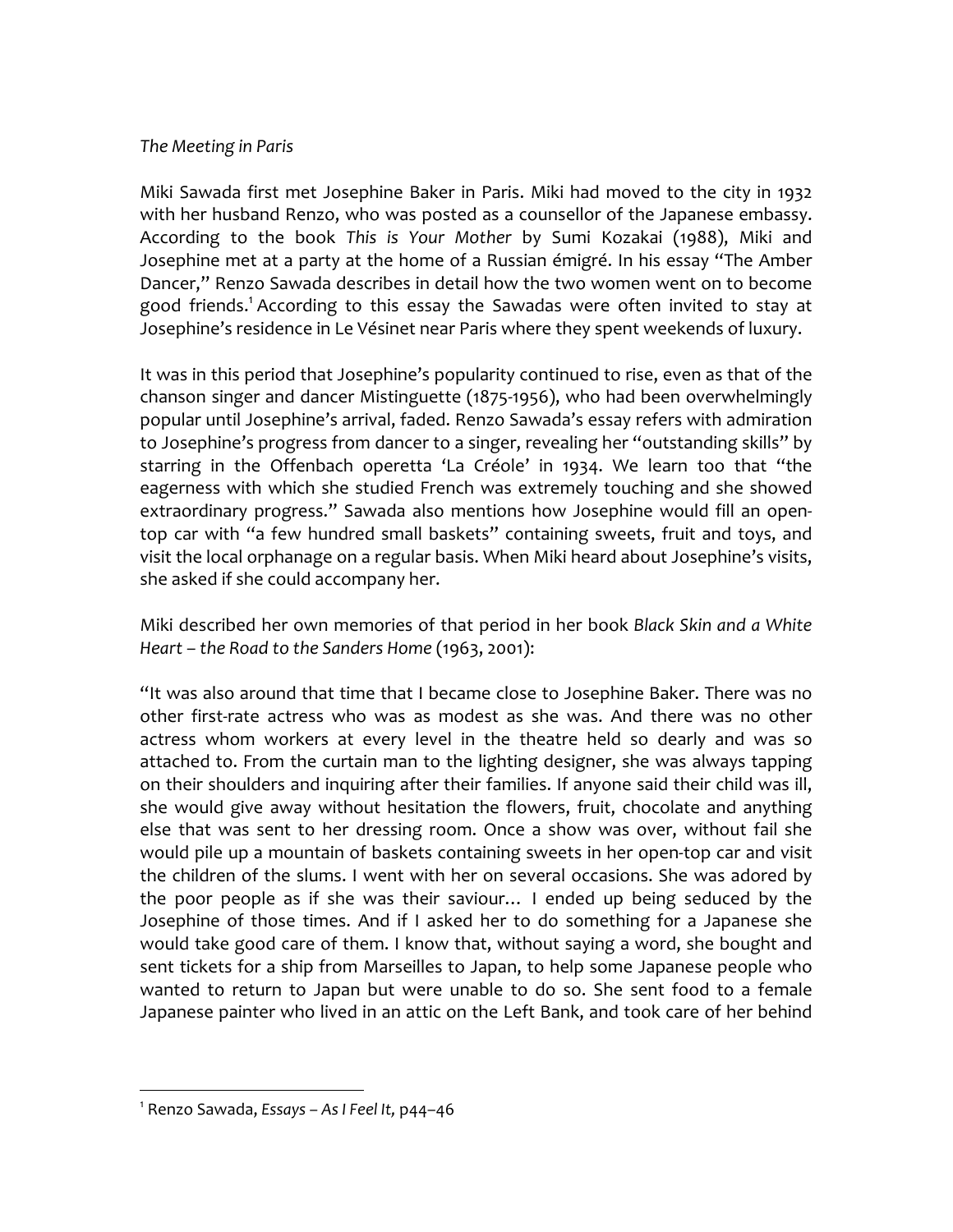*The Meeting in Paris*

Miki Sawada first met Josephine Baker in Paris. Miki had moved to the city in 1932 with her husband Renzo, who was posted as a counsellor of the Japanese embassy. According to the book *This is Your Mother* by Sumi Kozakai (1988), Miki and Josephine met at a party at the home of a Russian émigré. In his essay "The Amber Dancer," Renzo Sawada describes in detail how the two women went on to become good friends.[1] According to this essay the Sawadas were often invited to stay at Josephine's residence in Le Vésinet near Paris where they spent weekends of luxury.

It was in this period that Josephine's popularity continued to rise, even as that of the chanson singer and dancer Mistinguette (1875-1956), who had been overwhelmingly popular until Josephine's arrival, faded. Renzo Sawada's essay refers with admiration to Josephine's progress from dancer to a singer, revealing her "outstanding skills" by starring in the Offenbach operetta 'La Créole' in 1934. We learn too that "the eagerness with which she studied French was extremely touching and she showed extraordinary progress." Sawada also mentions how Josephine would fill an open-top car with "a few hundred small baskets" containing sweets, fruit and toys, and visit the local orphanage on a regular basis. When Miki heard about Josephine's visits, she asked if she could accompany her.

Miki described her own memories of that period in her book *Black Skin and a White Heart – the Road to the Sanders Home* (1963, 2001):

"It was also around that time that I became close to Josephine Baker. There was no other first-rate actress who was as modest as she was. And there was no other actress whom workers at every level in the theatre held so dearly and was so attached to. From the curtain man to the lighting designer, she was always tapping on their shoulders and inquiring after their families. If anyone said their child was ill, she would give away without hesitation the flowers, fruit, chocolate and anything else that was sent to her dressing room. Once a show was over, without fail she would pile up a mountain of baskets containing sweets in her open-top car and visit the children of the slums. I went with her on several occasions. She was adored by the poor people as if she was their saviour… I ended up being seduced by the Josephine of those times. And if I asked her to do something for a Japanese she would take good care of them. I know that, without saying a word, she bought and sent tickets for a ship from Marseilles to Japan, to help some Japanese people who wanted to return to Japan but were unable to do so. She sent food to a female Japanese painter who lived in an attic on the Left Bank, and took care of her behind

---

[1] Renzo Sawada, *Essays – As I Feel It,* p44–46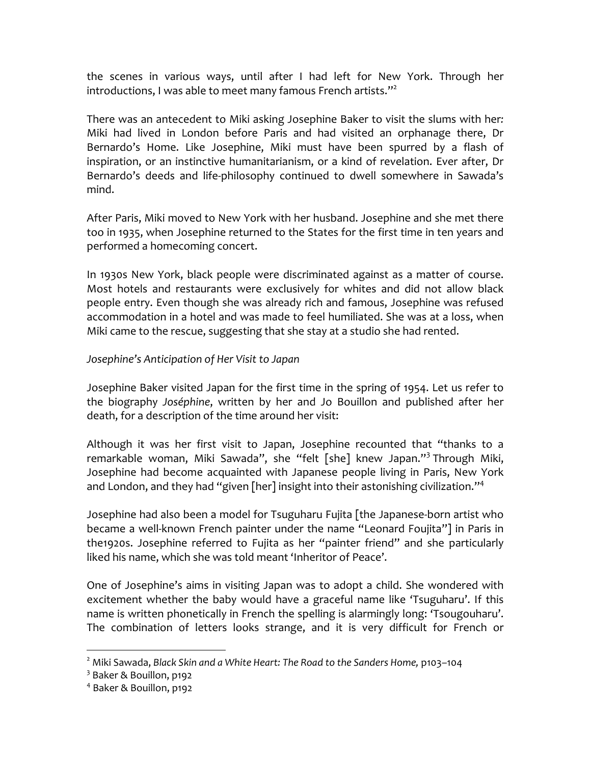the scenes in various ways, until after I had left for New York. Through her introductions, I was able to meet many famous French artists."[2]

There was an antecedent to Miki asking Josephine Baker to visit the slums with her: Miki had lived in London before Paris and had visited an orphanage there, Dr Bernardo's Home. Like Josephine, Miki must have been spurred by a flash of inspiration, or an instinctive humanitarianism, or a kind of revelation. Ever after, Dr Bernardo's deeds and life-philosophy continued to dwell somewhere in Sawada's mind.

After Paris, Miki moved to New York with her husband. Josephine and she met there too in 1935, when Josephine returned to the States for the first time in ten years and performed a homecoming concert.

In 1930s New York, black people were discriminated against as a matter of course. Most hotels and restaurants were exclusively for whites and did not allow black people entry. Even though she was already rich and famous, Josephine was refused accommodation in a hotel and was made to feel humiliated. She was at a loss, when Miki came to the rescue, suggesting that she stay at a studio she had rented.

*Josephine's Anticipation of Her Visit to Japan*

Josephine Baker visited Japan for the first time in the spring of 1954. Let us refer to the biography *Joséphine*, written by her and Jo Bouillon and published after her death, for a description of the time around her visit:

Although it was her first visit to Japan, Josephine recounted that "thanks to a remarkable woman, Miki Sawada", she "felt [she] knew Japan."[3] Through Miki, Josephine had become acquainted with Japanese people living in Paris, New York and London, and they had "given [her] insight into their astonishing civilization."[4]

Josephine had also been a model for Tsuguharu Fujita [the Japanese-born artist who became a well-known French painter under the name "Leonard Foujita"] in Paris in the1920s. Josephine referred to Fujita as her "painter friend" and she particularly liked his name, which she was told meant 'Inheritor of Peace'.

One of Josephine's aims in visiting Japan was to adopt a child. She wondered with excitement whether the baby would have a graceful name like 'Tsuguharu'. If this name is written phonetically in French the spelling is alarmingly long: 'Tsougouharu'. The combination of letters looks strange, and it is very difficult for French or

---

[2] Miki Sawada, *Black Skin and a White Heart: The Road to the Sanders Home,* p103–104

[3] Baker & Bouillon, p192

[4] Baker & Bouillon, p192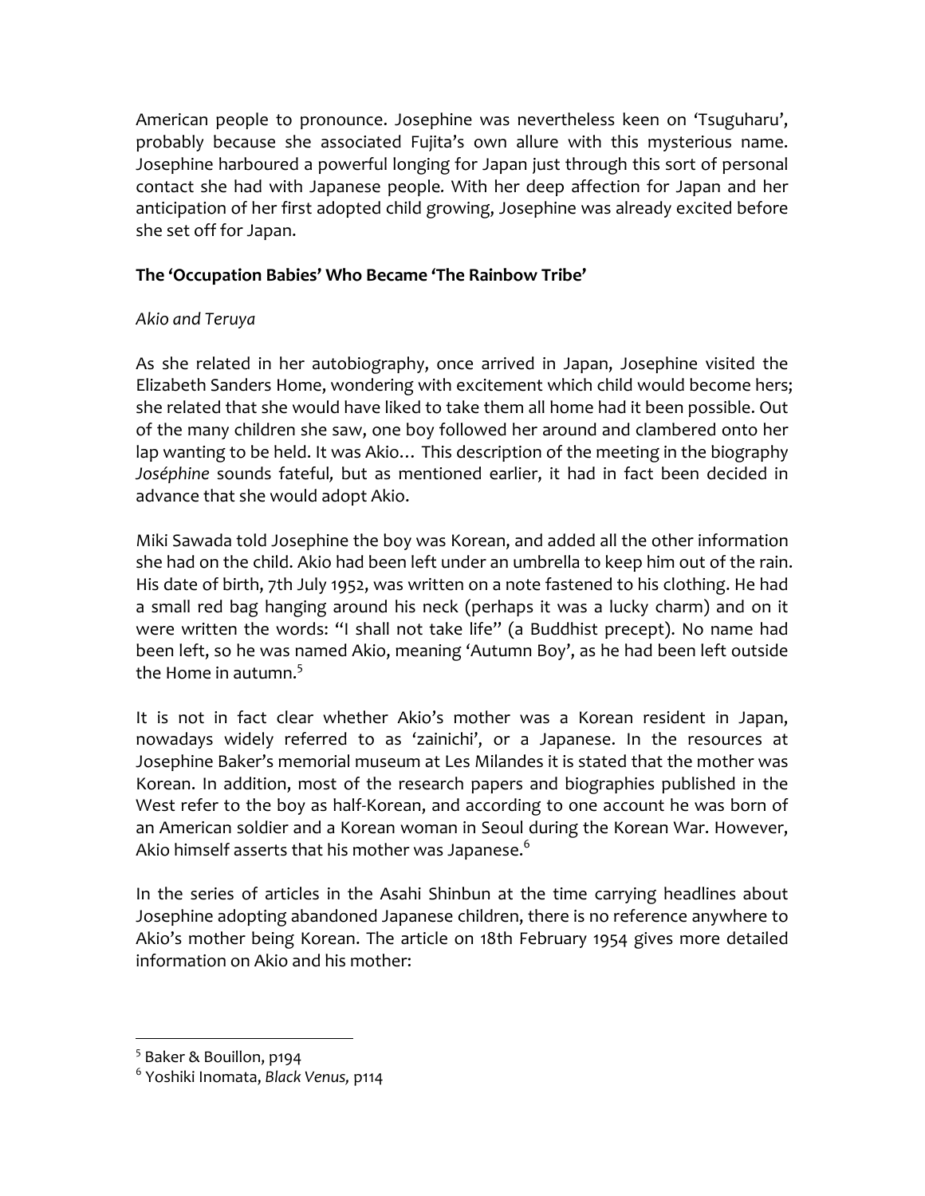American people to pronounce. Josephine was nevertheless keen on 'Tsuguharu', probably because she associated Fujita's own allure with this mysterious name. Josephine harboured a powerful longing for Japan just through this sort of personal contact she had with Japanese people. With her deep affection for Japan and her anticipation of her first adopted child growing, Josephine was already excited before she set off for Japan.

**The 'Occupation Babies' Who Became 'The Rainbow Tribe'**

*Akio and Teruya*

As she related in her autobiography, once arrived in Japan, Josephine visited the Elizabeth Sanders Home, wondering with excitement which child would become hers; she related that she would have liked to take them all home had it been possible. Out of the many children she saw, one boy followed her around and clambered onto her lap wanting to be held. It was Akio… This description of the meeting in the biography *Joséphine* sounds fateful, but as mentioned earlier, it had in fact been decided in advance that she would adopt Akio.

Miki Sawada told Josephine the boy was Korean, and added all the other information she had on the child. Akio had been left under an umbrella to keep him out of the rain. His date of birth, 7th July 1952, was written on a note fastened to his clothing. He had a small red bag hanging around his neck (perhaps it was a lucky charm) and on it were written the words: "I shall not take life" (a Buddhist precept). No name had been left, so he was named Akio, meaning 'Autumn Boy', as he had been left outside the Home in autumn.[5]

It is not in fact clear whether Akio's mother was a Korean resident in Japan, nowadays widely referred to as 'zainichi', or a Japanese. In the resources at Josephine Baker's memorial museum at Les Milandes it is stated that the mother was Korean. In addition, most of the research papers and biographies published in the West refer to the boy as half-Korean, and according to one account he was born of an American soldier and a Korean woman in Seoul during the Korean War. However, Akio himself asserts that his mother was Japanese.[6]

In the series of articles in the Asahi Shinbun at the time carrying headlines about Josephine adopting abandoned Japanese children, there is no reference anywhere to Akio's mother being Korean. The article on 18th February 1954 gives more detailed information on Akio and his mother:

---

[5] Baker & Bouillon, p194

[6] Yoshiki Inomata, *Black Venus,* p114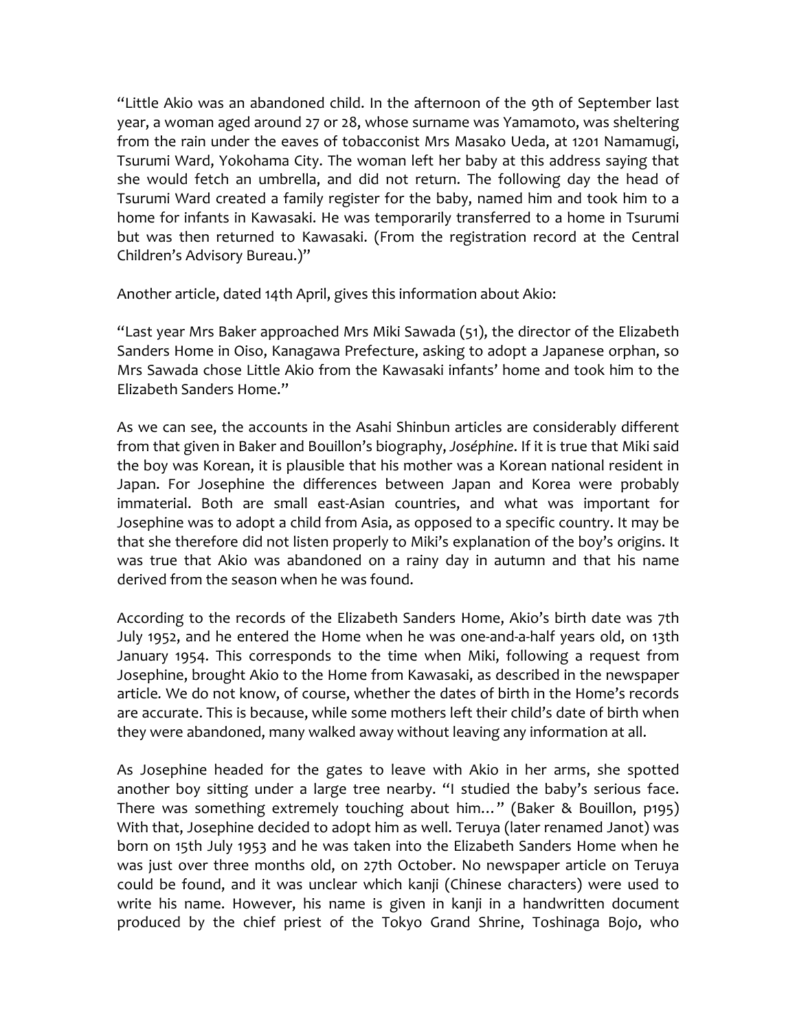"Little Akio was an abandoned child. In the afternoon of the 9th of September last year, a woman aged around 27 or 28, whose surname was Yamamoto, was sheltering from the rain under the eaves of tobacconist Mrs Masako Ueda, at 1201 Namamugi, Tsurumi Ward, Yokohama City. The woman left her baby at this address saying that she would fetch an umbrella, and did not return. The following day the head of Tsurumi Ward created a family register for the baby, named him and took him to a home for infants in Kawasaki. He was temporarily transferred to a home in Tsurumi but was then returned to Kawasaki. (From the registration record at the Central Children's Advisory Bureau.)"

Another article, dated 14th April, gives this information about Akio:

"Last year Mrs Baker approached Mrs Miki Sawada (51), the director of the Elizabeth Sanders Home in Oiso, Kanagawa Prefecture, asking to adopt a Japanese orphan, so Mrs Sawada chose Little Akio from the Kawasaki infants' home and took him to the Elizabeth Sanders Home."

As we can see, the accounts in the Asahi Shinbun articles are considerably different from that given in Baker and Bouillon's biography, *Joséphine*. If it is true that Miki said the boy was Korean, it is plausible that his mother was a Korean national resident in Japan. For Josephine the differences between Japan and Korea were probably immaterial. Both are small east-Asian countries, and what was important for Josephine was to adopt a child from Asia, as opposed to a specific country. It may be that she therefore did not listen properly to Miki's explanation of the boy's origins. It was true that Akio was abandoned on a rainy day in autumn and that his name derived from the season when he was found.

According to the records of the Elizabeth Sanders Home, Akio's birth date was 7th July 1952, and he entered the Home when he was one-and-a-half years old, on 13th January 1954. This corresponds to the time when Miki, following a request from Josephine, brought Akio to the Home from Kawasaki, as described in the newspaper article. We do not know, of course, whether the dates of birth in the Home's records are accurate. This is because, while some mothers left their child's date of birth when they were abandoned, many walked away without leaving any information at all.

As Josephine headed for the gates to leave with Akio in her arms, she spotted another boy sitting under a large tree nearby. "I studied the baby's serious face. There was something extremely touching about him…" (Baker & Bouillon, p195) With that, Josephine decided to adopt him as well. Teruya (later renamed Janot) was born on 15th July 1953 and he was taken into the Elizabeth Sanders Home when he was just over three months old, on 27th October. No newspaper article on Teruya could be found, and it was unclear which kanji (Chinese characters) were used to write his name. However, his name is given in kanji in a handwritten document produced by the chief priest of the Tokyo Grand Shrine, Toshinaga Bojo, who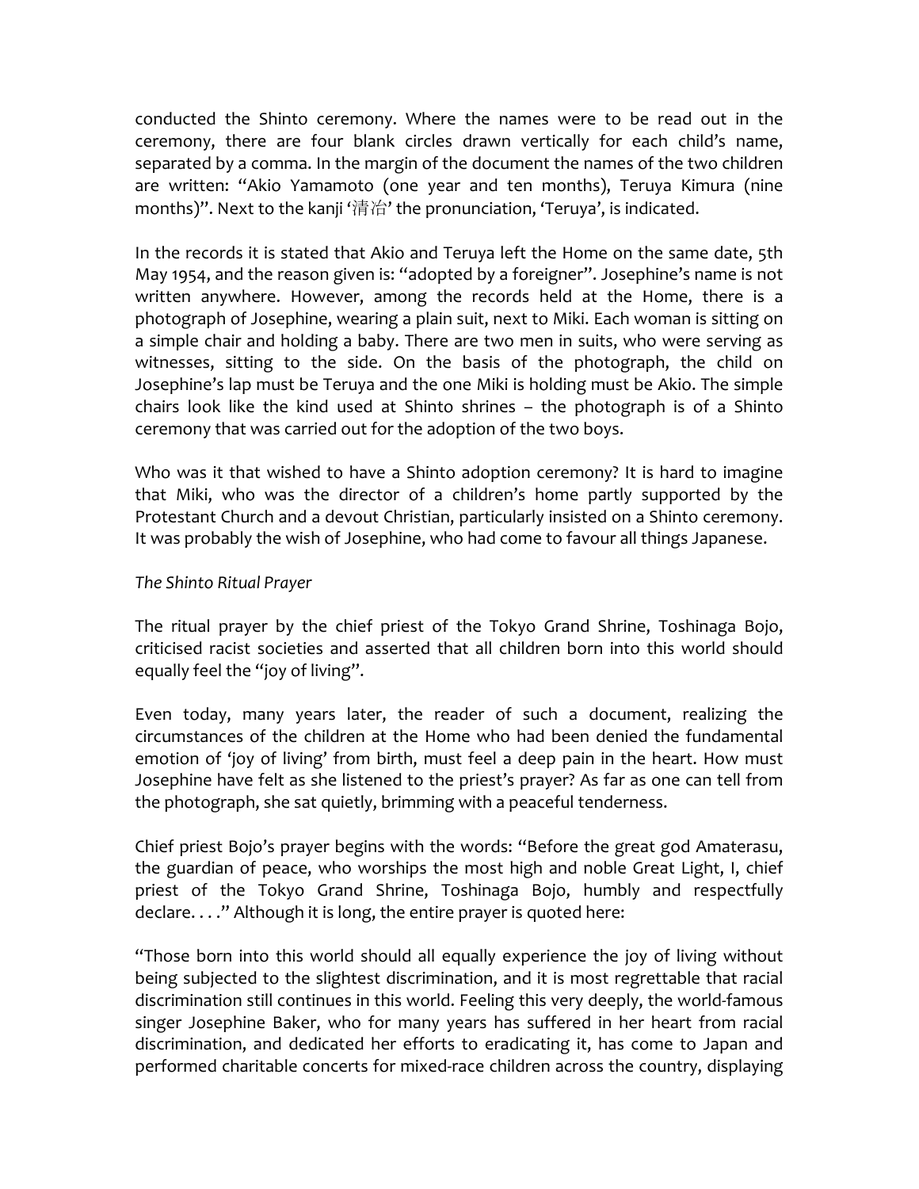conducted the Shinto ceremony. Where the names were to be read out in the ceremony, there are four blank circles drawn vertically for each child's name, separated by a comma. In the margin of the document the names of the two children are written: "Akio Yamamoto (one year and ten months), Teruya Kimura (nine months)". Next to the kanji '清治' the pronunciation, 'Teruya', is indicated.

In the records it is stated that Akio and Teruya left the Home on the same date, 5th May 1954, and the reason given is: "adopted by a foreigner". Josephine's name is not written anywhere. However, among the records held at the Home, there is a photograph of Josephine, wearing a plain suit, next to Miki. Each woman is sitting on a simple chair and holding a baby. There are two men in suits, who were serving as witnesses, sitting to the side. On the basis of the photograph, the child on Josephine's lap must be Teruya and the one Miki is holding must be Akio. The simple chairs look like the kind used at Shinto shrines – the photograph is of a Shinto ceremony that was carried out for the adoption of the two boys.

Who was it that wished to have a Shinto adoption ceremony? It is hard to imagine that Miki, who was the director of a children's home partly supported by the Protestant Church and a devout Christian, particularly insisted on a Shinto ceremony. It was probably the wish of Josephine, who had come to favour all things Japanese.

*The Shinto Ritual Prayer*

The ritual prayer by the chief priest of the Tokyo Grand Shrine, Toshinaga Bojo, criticised racist societies and asserted that all children born into this world should equally feel the "joy of living".

Even today, many years later, the reader of such a document, realizing the circumstances of the children at the Home who had been denied the fundamental emotion of 'joy of living' from birth, must feel a deep pain in the heart. How must Josephine have felt as she listened to the priest's prayer? As far as one can tell from the photograph, she sat quietly, brimming with a peaceful tenderness.

Chief priest Bojo's prayer begins with the words: "Before the great god Amaterasu, the guardian of peace, who worships the most high and noble Great Light, I, chief priest of the Tokyo Grand Shrine, Toshinaga Bojo, humbly and respectfully declare. . . ." Although it is long, the entire prayer is quoted here:

"Those born into this world should all equally experience the joy of living without being subjected to the slightest discrimination, and it is most regrettable that racial discrimination still continues in this world. Feeling this very deeply, the world-famous singer Josephine Baker, who for many years has suffered in her heart from racial discrimination, and dedicated her efforts to eradicating it, has come to Japan and performed charitable concerts for mixed-race children across the country, displaying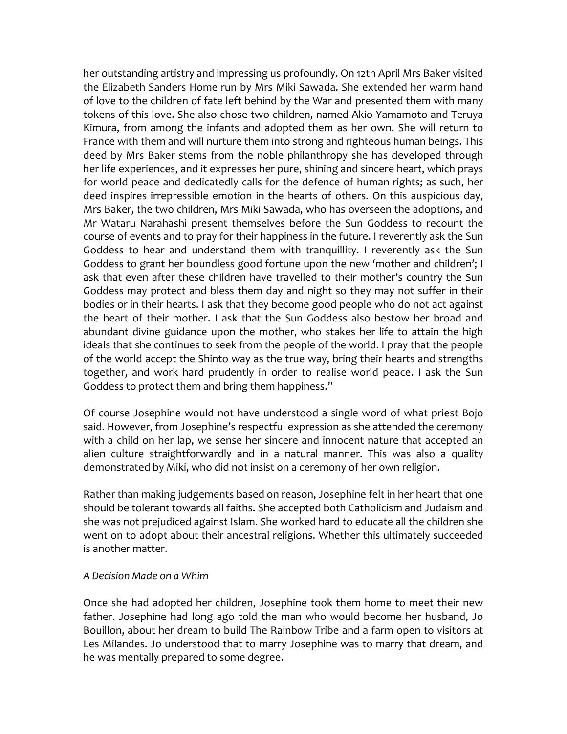her outstanding artistry and impressing us profoundly. On 12th April Mrs Baker visited the Elizabeth Sanders Home run by Mrs Miki Sawada. She extended her warm hand of love to the children of fate left behind by the War and presented them with many tokens of this love. She also chose two children, named Akio Yamamoto and Teruya Kimura, from among the infants and adopted them as her own. She will return to France with them and will nurture them into strong and righteous human beings. This deed by Mrs Baker stems from the noble philanthropy she has developed through her life experiences, and it expresses her pure, shining and sincere heart, which prays for world peace and dedicatedly calls for the defence of human rights; as such, her deed inspires irrepressible emotion in the hearts of others. On this auspicious day, Mrs Baker, the two children, Mrs Miki Sawada, who has overseen the adoptions, and Mr Wataru Narahashi present themselves before the Sun Goddess to recount the course of events and to pray for their happiness in the future. I reverently ask the Sun Goddess to hear and understand them with tranquillity. I reverently ask the Sun Goddess to grant her boundless good fortune upon the new 'mother and children'; I ask that even after these children have travelled to their mother's country the Sun Goddess may protect and bless them day and night so they may not suffer in their bodies or in their hearts. I ask that they become good people who do not act against the heart of their mother. I ask that the Sun Goddess also bestow her broad and abundant divine guidance upon the mother, who stakes her life to attain the high ideals that she continues to seek from the people of the world. I pray that the people of the world accept the Shinto way as the true way, bring their hearts and strengths together, and work hard prudently in order to realise world peace. I ask the Sun Goddess to protect them and bring them happiness."

Of course Josephine would not have understood a single word of what priest Bojo said. However, from Josephine's respectful expression as she attended the ceremony with a child on her lap, we sense her sincere and innocent nature that accepted an alien culture straightforwardly and in a natural manner. This was also a quality demonstrated by Miki, who did not insist on a ceremony of her own religion.

Rather than making judgements based on reason, Josephine felt in her heart that one should be tolerant towards all faiths. She accepted both Catholicism and Judaism and she was not prejudiced against Islam. She worked hard to educate all the children she went on to adopt about their ancestral religions. Whether this ultimately succeeded is another matter.

*A Decision Made on a Whim*

Once she had adopted her children, Josephine took them home to meet their new father. Josephine had long ago told the man who would become her husband, Jo Bouillon, about her dream to build The Rainbow Tribe and a farm open to visitors at Les Milandes. Jo understood that to marry Josephine was to marry that dream, and he was mentally prepared to some degree.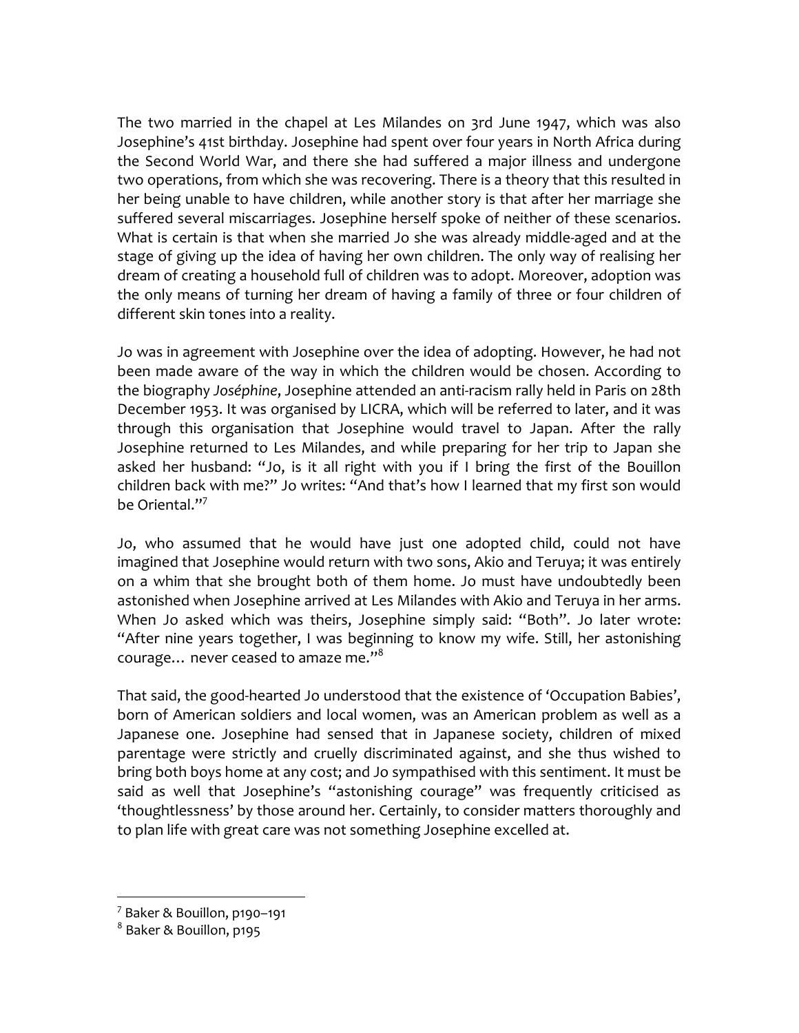The two married in the chapel at Les Milandes on 3rd June 1947, which was also Josephine's 41st birthday. Josephine had spent over four years in North Africa during the Second World War, and there she had suffered a major illness and undergone two operations, from which she was recovering. There is a theory that this resulted in her being unable to have children, while another story is that after her marriage she suffered several miscarriages. Josephine herself spoke of neither of these scenarios. What is certain is that when she married Jo she was already middle-aged and at the stage of giving up the idea of having her own children. The only way of realising her dream of creating a household full of children was to adopt. Moreover, adoption was the only means of turning her dream of having a family of three or four children of different skin tones into a reality.

Jo was in agreement with Josephine over the idea of adopting. However, he had not been made aware of the way in which the children would be chosen. According to the biography *Joséphine*, Josephine attended an anti-racism rally held in Paris on 28th December 1953. It was organised by LICRA, which will be referred to later, and it was through this organisation that Josephine would travel to Japan. After the rally Josephine returned to Les Milandes, and while preparing for her trip to Japan she asked her husband: "Jo, is it all right with you if I bring the first of the Bouillon children back with me?" Jo writes: "And that's how I learned that my first son would be Oriental."[7]

Jo, who assumed that he would have just one adopted child, could not have imagined that Josephine would return with two sons, Akio and Teruya; it was entirely on a whim that she brought both of them home. Jo must have undoubtedly been astonished when Josephine arrived at Les Milandes with Akio and Teruya in her arms. When Jo asked which was theirs, Josephine simply said: "Both". Jo later wrote: "After nine years together, I was beginning to know my wife. Still, her astonishing courage… never ceased to amaze me."[8]

That said, the good-hearted Jo understood that the existence of 'Occupation Babies', born of American soldiers and local women, was an American problem as well as a Japanese one. Josephine had sensed that in Japanese society, children of mixed parentage were strictly and cruelly discriminated against, and she thus wished to bring both boys home at any cost; and Jo sympathised with this sentiment. It must be said as well that Josephine's "astonishing courage" was frequently criticised as 'thoughtlessness' by those around her. Certainly, to consider matters thoroughly and to plan life with great care was not something Josephine excelled at.

---

[7] Baker & Bouillon, p190–191

[8] Baker & Bouillon, p195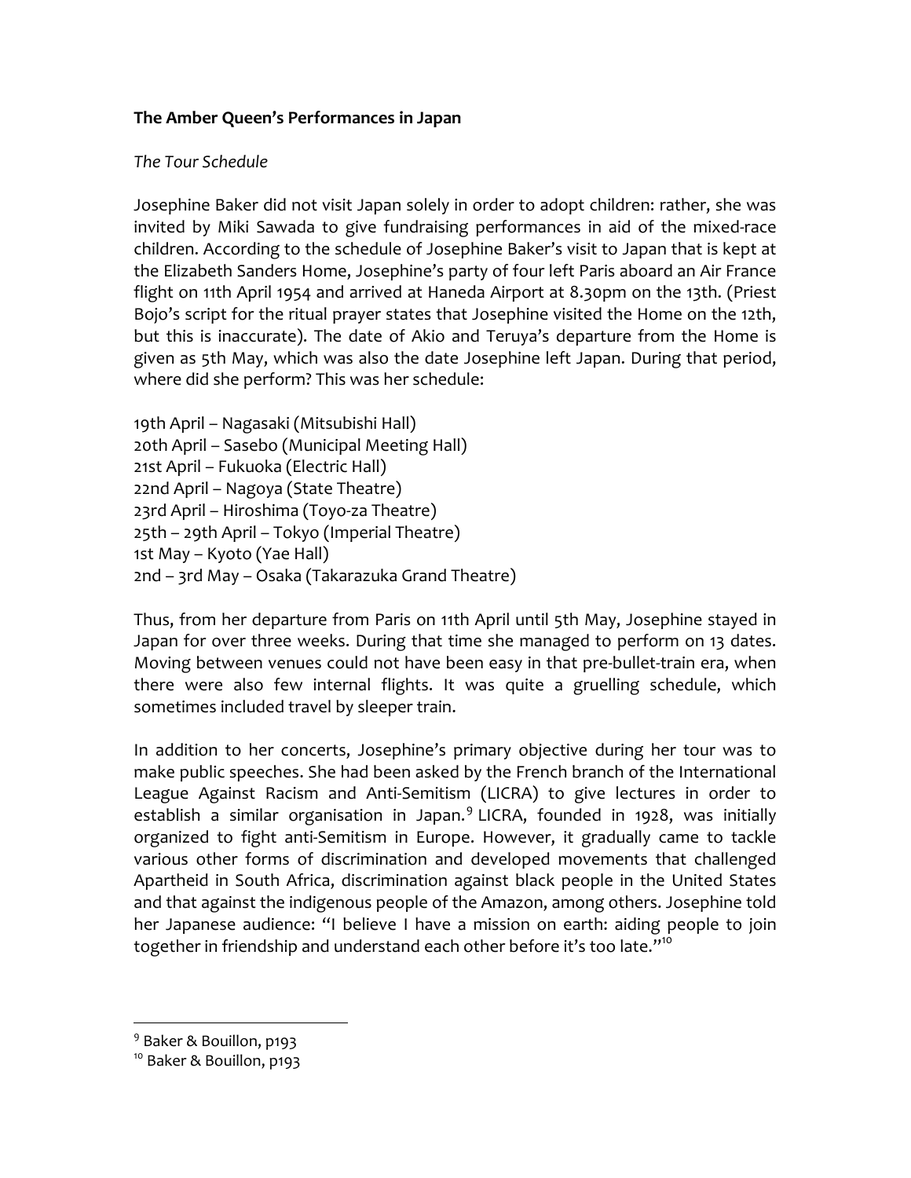**The Amber Queen's Performances in Japan**

*The Tour Schedule*

Josephine Baker did not visit Japan solely in order to adopt children: rather, she was invited by Miki Sawada to give fundraising performances in aid of the mixed-race children. According to the schedule of Josephine Baker's visit to Japan that is kept at the Elizabeth Sanders Home, Josephine's party of four left Paris aboard an Air France flight on 11th April 1954 and arrived at Haneda Airport at 8.30pm on the 13th. (Priest Bojo's script for the ritual prayer states that Josephine visited the Home on the 12th, but this is inaccurate). The date of Akio and Teruya's departure from the Home is given as 5th May, which was also the date Josephine left Japan. During that period, where did she perform? This was her schedule:

19th April – Nagasaki (Mitsubishi Hall)
20th April – Sasebo (Municipal Meeting Hall)
21st April – Fukuoka (Electric Hall)
22nd April – Nagoya (State Theatre)
23rd April – Hiroshima (Toyo-za Theatre)
25th – 29th April – Tokyo (Imperial Theatre)
1st May – Kyoto (Yae Hall)
2nd – 3rd May – Osaka (Takarazuka Grand Theatre)

Thus, from her departure from Paris on 11th April until 5th May, Josephine stayed in Japan for over three weeks. During that time she managed to perform on 13 dates. Moving between venues could not have been easy in that pre-bullet-train era, when there were also few internal flights. It was quite a gruelling schedule, which sometimes included travel by sleeper train.

In addition to her concerts, Josephine's primary objective during her tour was to make public speeches. She had been asked by the French branch of the International League Against Racism and Anti-Semitism (LICRA) to give lectures in order to establish a similar organisation in Japan.[9] LICRA, founded in 1928, was initially organized to fight anti-Semitism in Europe. However, it gradually came to tackle various other forms of discrimination and developed movements that challenged Apartheid in South Africa, discrimination against black people in the United States and that against the indigenous people of the Amazon, among others. Josephine told her Japanese audience: "I believe I have a mission on earth: aiding people to join together in friendship and understand each other before it's too late."[10]

---

[9] Baker & Bouillon, p193

[10] Baker & Bouillon, p193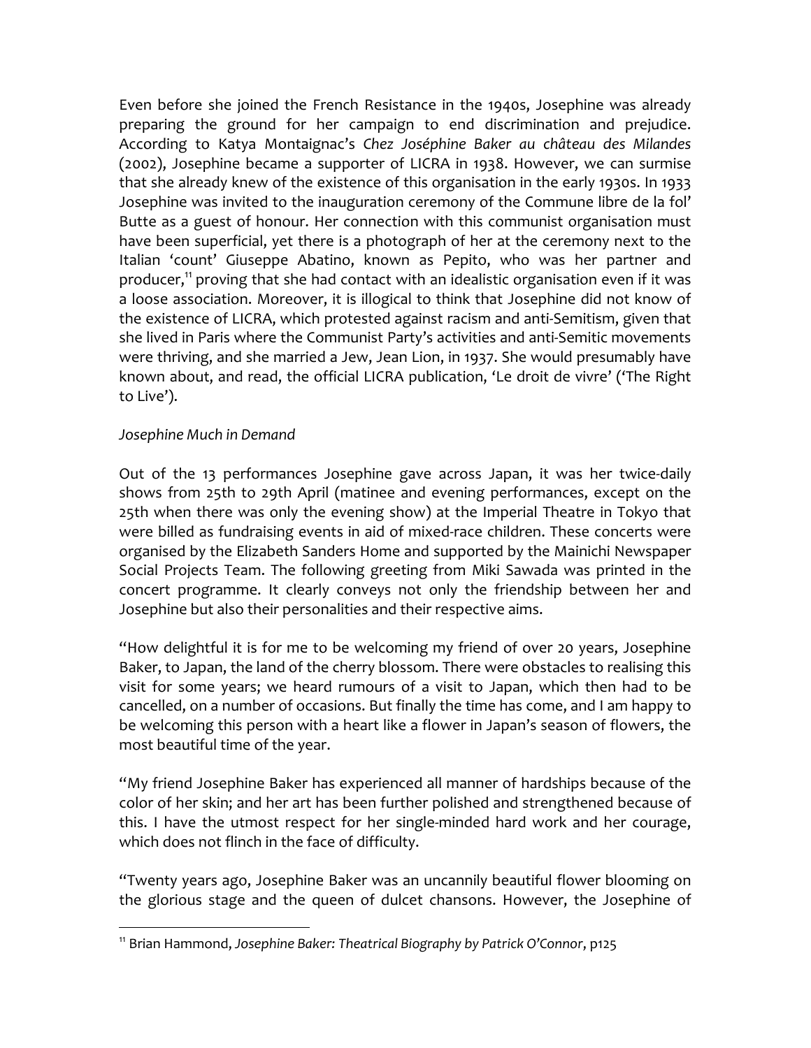Even before she joined the French Resistance in the 1940s, Josephine was already preparing the ground for her campaign to end discrimination and prejudice. According to Katya Montaignac's *Chez Joséphine Baker au château des Milandes* (2002), Josephine became a supporter of LICRA in 1938. However, we can surmise that she already knew of the existence of this organisation in the early 1930s. In 1933 Josephine was invited to the inauguration ceremony of the Commune libre de la fol' Butte as a guest of honour. Her connection with this communist organisation must have been superficial, yet there is a photograph of her at the ceremony next to the Italian 'count' Giuseppe Abatino, known as Pepito, who was her partner and producer,[11] proving that she had contact with an idealistic organisation even if it was a loose association. Moreover, it is illogical to think that Josephine did not know of the existence of LICRA, which protested against racism and anti-Semitism, given that she lived in Paris where the Communist Party's activities and anti-Semitic movements were thriving, and she married a Jew, Jean Lion, in 1937. She would presumably have known about, and read, the official LICRA publication, 'Le droit de vivre' ('The Right to Live').

*Josephine Much in Demand*

Out of the 13 performances Josephine gave across Japan, it was her twice-daily shows from 25th to 29th April (matinee and evening performances, except on the 25th when there was only the evening show) at the Imperial Theatre in Tokyo that were billed as fundraising events in aid of mixed-race children. These concerts were organised by the Elizabeth Sanders Home and supported by the Mainichi Newspaper Social Projects Team. The following greeting from Miki Sawada was printed in the concert programme. It clearly conveys not only the friendship between her and Josephine but also their personalities and their respective aims.

"How delightful it is for me to be welcoming my friend of over 20 years, Josephine Baker, to Japan, the land of the cherry blossom. There were obstacles to realising this visit for some years; we heard rumours of a visit to Japan, which then had to be cancelled, on a number of occasions. But finally the time has come, and I am happy to be welcoming this person with a heart like a flower in Japan's season of flowers, the most beautiful time of the year.

"My friend Josephine Baker has experienced all manner of hardships because of the color of her skin; and her art has been further polished and strengthened because of this. I have the utmost respect for her single-minded hard work and her courage, which does not flinch in the face of difficulty.

"Twenty years ago, Josephine Baker was an uncannily beautiful flower blooming on the glorious stage and the queen of dulcet chansons. However, the Josephine of

[11] Brian Hammond, *Josephine Baker: Theatrical Biography by Patrick O'Connor*, p125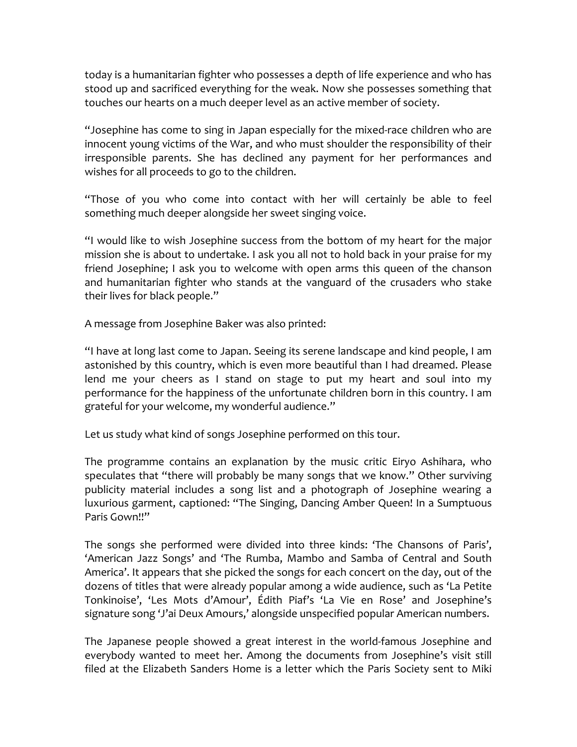today is a humanitarian fighter who possesses a depth of life experience and who has stood up and sacrificed everything for the weak. Now she possesses something that touches our hearts on a much deeper level as an active member of society.

"Josephine has come to sing in Japan especially for the mixed-race children who are innocent young victims of the War, and who must shoulder the responsibility of their irresponsible parents. She has declined any payment for her performances and wishes for all proceeds to go to the children.

"Those of you who come into contact with her will certainly be able to feel something much deeper alongside her sweet singing voice.

"I would like to wish Josephine success from the bottom of my heart for the major mission she is about to undertake. I ask you all not to hold back in your praise for my friend Josephine; I ask you to welcome with open arms this queen of the chanson and humanitarian fighter who stands at the vanguard of the crusaders who stake their lives for black people."

A message from Josephine Baker was also printed:

"I have at long last come to Japan. Seeing its serene landscape and kind people, I am astonished by this country, which is even more beautiful than I had dreamed. Please lend me your cheers as I stand on stage to put my heart and soul into my performance for the happiness of the unfortunate children born in this country. I am grateful for your welcome, my wonderful audience."

Let us study what kind of songs Josephine performed on this tour.

The programme contains an explanation by the music critic Eiryo Ashihara, who speculates that "there will probably be many songs that we know." Other surviving publicity material includes a song list and a photograph of Josephine wearing a luxurious garment, captioned: "The Singing, Dancing Amber Queen! In a Sumptuous Paris Gown!!"

The songs she performed were divided into three kinds: 'The Chansons of Paris', 'American Jazz Songs' and 'The Rumba, Mambo and Samba of Central and South America'. It appears that she picked the songs for each concert on the day, out of the dozens of titles that were already popular among a wide audience, such as 'La Petite Tonkinoise', 'Les Mots d'Amour', Édith Piaf's 'La Vie en Rose' and Josephine's signature song 'J'ai Deux Amours,' alongside unspecified popular American numbers.

The Japanese people showed a great interest in the world-famous Josephine and everybody wanted to meet her. Among the documents from Josephine's visit still filed at the Elizabeth Sanders Home is a letter which the Paris Society sent to Miki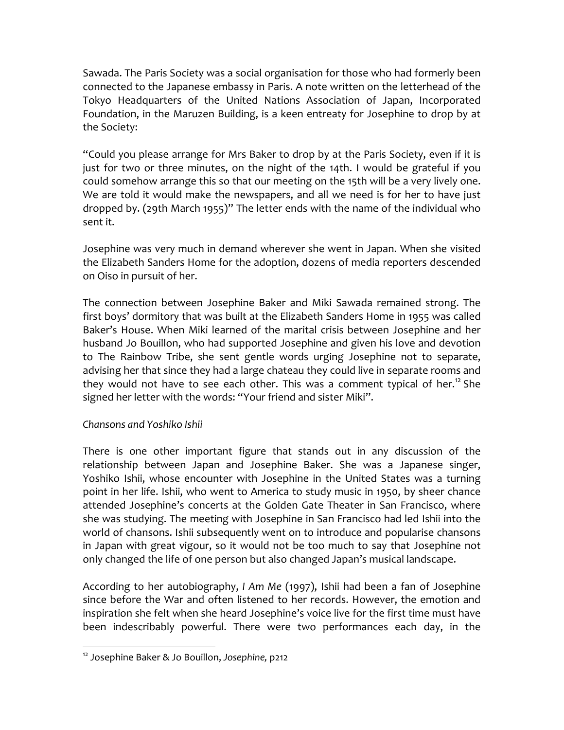Sawada. The Paris Society was a social organisation for those who had formerly been connected to the Japanese embassy in Paris. A note written on the letterhead of the Tokyo Headquarters of the United Nations Association of Japan, Incorporated Foundation, in the Maruzen Building, is a keen entreaty for Josephine to drop by at the Society:

"Could you please arrange for Mrs Baker to drop by at the Paris Society, even if it is just for two or three minutes, on the night of the 14th. I would be grateful if you could somehow arrange this so that our meeting on the 15th will be a very lively one. We are told it would make the newspapers, and all we need is for her to have just dropped by. (29th March 1955)" The letter ends with the name of the individual who sent it.

Josephine was very much in demand wherever she went in Japan. When she visited the Elizabeth Sanders Home for the adoption, dozens of media reporters descended on Oiso in pursuit of her.

The connection between Josephine Baker and Miki Sawada remained strong. The first boys' dormitory that was built at the Elizabeth Sanders Home in 1955 was called Baker's House. When Miki learned of the marital crisis between Josephine and her husband Jo Bouillon, who had supported Josephine and given his love and devotion to The Rainbow Tribe, she sent gentle words urging Josephine not to separate, advising her that since they had a large chateau they could live in separate rooms and they would not have to see each other. This was a comment typical of her.[12] She signed her letter with the words: "Your friend and sister Miki".

*Chansons and Yoshiko Ishii*

There is one other important figure that stands out in any discussion of the relationship between Japan and Josephine Baker. She was a Japanese singer, Yoshiko Ishii, whose encounter with Josephine in the United States was a turning point in her life. Ishii, who went to America to study music in 1950, by sheer chance attended Josephine's concerts at the Golden Gate Theater in San Francisco, where she was studying. The meeting with Josephine in San Francisco had led Ishii into the world of chansons. Ishii subsequently went on to introduce and popularise chansons in Japan with great vigour, so it would not be too much to say that Josephine not only changed the life of one person but also changed Japan's musical landscape.

According to her autobiography, *I Am Me* (1997), Ishii had been a fan of Josephine since before the War and often listened to her records. However, the emotion and inspiration she felt when she heard Josephine's voice live for the first time must have been indescribably powerful. There were two performances each day, in the

[12] Josephine Baker & Jo Bouillon, *Josephine,* p212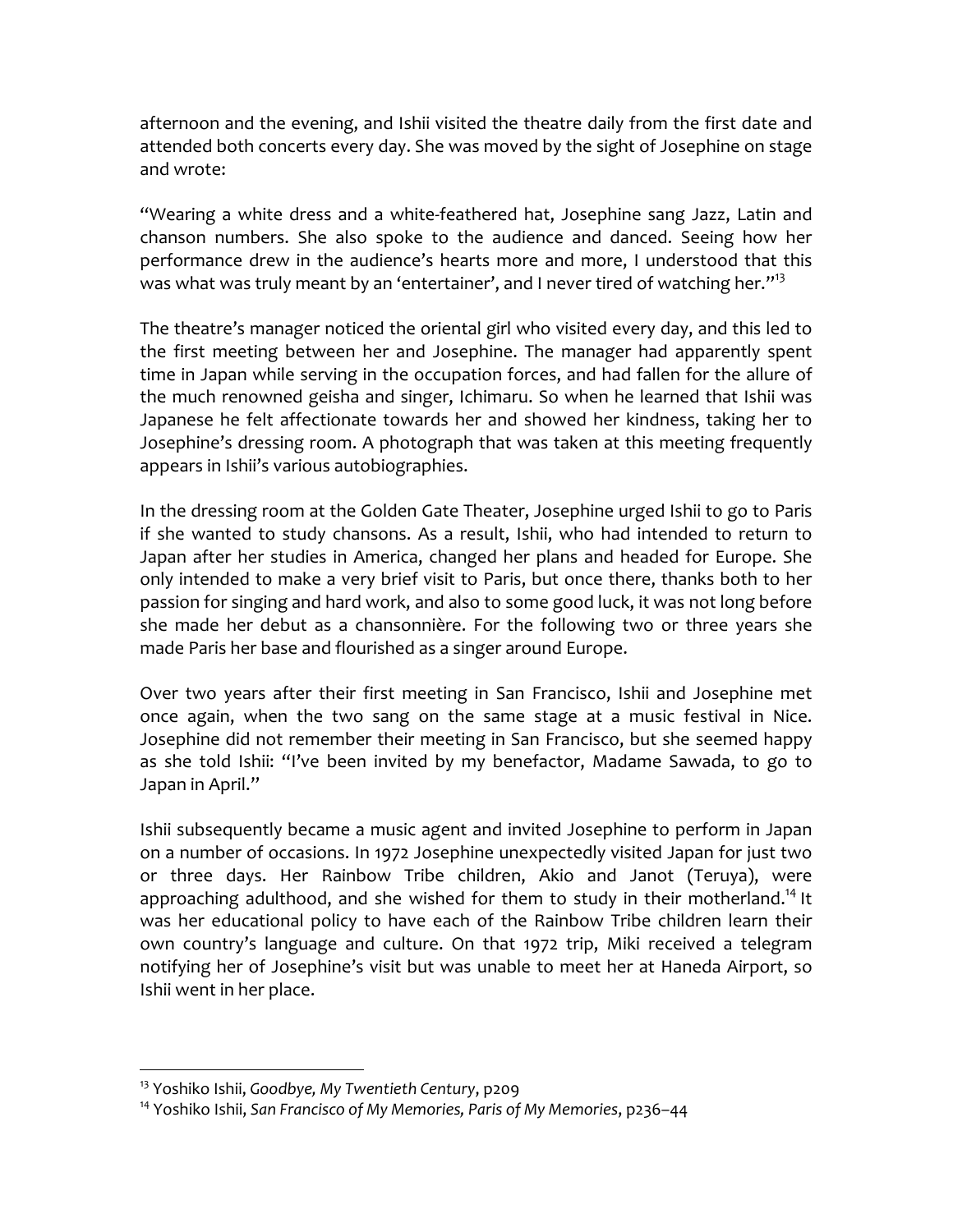afternoon and the evening, and Ishii visited the theatre daily from the first date and attended both concerts every day. She was moved by the sight of Josephine on stage and wrote:

"Wearing a white dress and a white-feathered hat, Josephine sang Jazz, Latin and chanson numbers. She also spoke to the audience and danced. Seeing how her performance drew in the audience's hearts more and more, I understood that this was what was truly meant by an 'entertainer', and I never tired of watching her."[13]

The theatre's manager noticed the oriental girl who visited every day, and this led to the first meeting between her and Josephine. The manager had apparently spent time in Japan while serving in the occupation forces, and had fallen for the allure of the much renowned geisha and singer, Ichimaru. So when he learned that Ishii was Japanese he felt affectionate towards her and showed her kindness, taking her to Josephine's dressing room. A photograph that was taken at this meeting frequently appears in Ishii's various autobiographies.

In the dressing room at the Golden Gate Theater, Josephine urged Ishii to go to Paris if she wanted to study chansons. As a result, Ishii, who had intended to return to Japan after her studies in America, changed her plans and headed for Europe. She only intended to make a very brief visit to Paris, but once there, thanks both to her passion for singing and hard work, and also to some good luck, it was not long before she made her debut as a chansonnière. For the following two or three years she made Paris her base and flourished as a singer around Europe.

Over two years after their first meeting in San Francisco, Ishii and Josephine met once again, when the two sang on the same stage at a music festival in Nice. Josephine did not remember their meeting in San Francisco, but she seemed happy as she told Ishii: "I've been invited by my benefactor, Madame Sawada, to go to Japan in April."

Ishii subsequently became a music agent and invited Josephine to perform in Japan on a number of occasions. In 1972 Josephine unexpectedly visited Japan for just two or three days. Her Rainbow Tribe children, Akio and Janot (Teruya), were approaching adulthood, and she wished for them to study in their motherland.[14] It was her educational policy to have each of the Rainbow Tribe children learn their own country's language and culture. On that 1972 trip, Miki received a telegram notifying her of Josephine's visit but was unable to meet her at Haneda Airport, so Ishii went in her place.

---

[13] Yoshiko Ishii, *Goodbye, My Twentieth Century*, p209

[14] Yoshiko Ishii, *San Francisco of My Memories, Paris of My Memories*, p236–44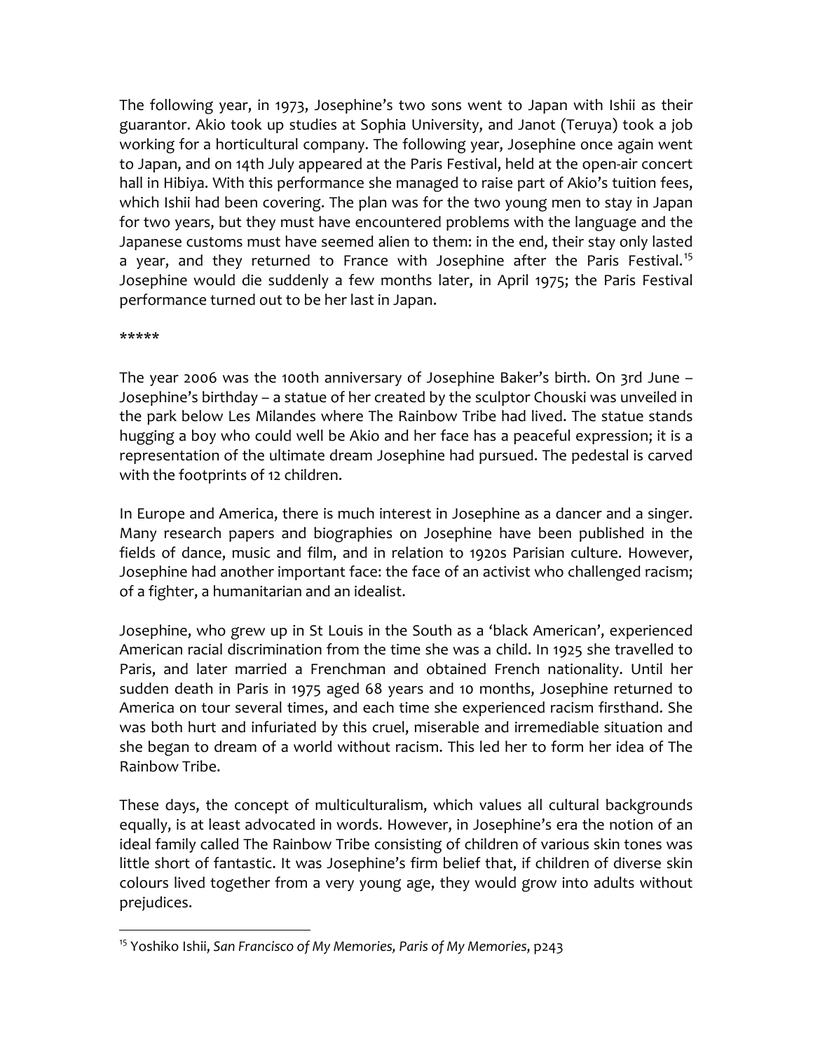The following year, in 1973, Josephine's two sons went to Japan with Ishii as their guarantor. Akio took up studies at Sophia University, and Janot (Teruya) took a job working for a horticultural company. The following year, Josephine once again went to Japan, and on 14th July appeared at the Paris Festival, held at the open-air concert hall in Hibiya. With this performance she managed to raise part of Akio's tuition fees, which Ishii had been covering. The plan was for the two young men to stay in Japan for two years, but they must have encountered problems with the language and the Japanese customs must have seemed alien to them: in the end, their stay only lasted a year, and they returned to France with Josephine after the Paris Festival.[15] Josephine would die suddenly a few months later, in April 1975; the Paris Festival performance turned out to be her last in Japan.

*****

The year 2006 was the 100th anniversary of Josephine Baker's birth. On 3rd June – Josephine's birthday – a statue of her created by the sculptor Chouski was unveiled in the park below Les Milandes where The Rainbow Tribe had lived. The statue stands hugging a boy who could well be Akio and her face has a peaceful expression; it is a representation of the ultimate dream Josephine had pursued. The pedestal is carved with the footprints of 12 children.

In Europe and America, there is much interest in Josephine as a dancer and a singer. Many research papers and biographies on Josephine have been published in the fields of dance, music and film, and in relation to 1920s Parisian culture. However, Josephine had another important face: the face of an activist who challenged racism; of a fighter, a humanitarian and an idealist.

Josephine, who grew up in St Louis in the South as a 'black American', experienced American racial discrimination from the time she was a child. In 1925 she travelled to Paris, and later married a Frenchman and obtained French nationality. Until her sudden death in Paris in 1975 aged 68 years and 10 months, Josephine returned to America on tour several times, and each time she experienced racism firsthand. She was both hurt and infuriated by this cruel, miserable and irremediable situation and she began to dream of a world without racism. This led her to form her idea of The Rainbow Tribe.

These days, the concept of multiculturalism, which values all cultural backgrounds equally, is at least advocated in words. However, in Josephine's era the notion of an ideal family called The Rainbow Tribe consisting of children of various skin tones was little short of fantastic. It was Josephine's firm belief that, if children of diverse skin colours lived together from a very young age, they would grow into adults without prejudices.

---

[15] Yoshiko Ishii, *San Francisco of My Memories, Paris of My Memories*, p243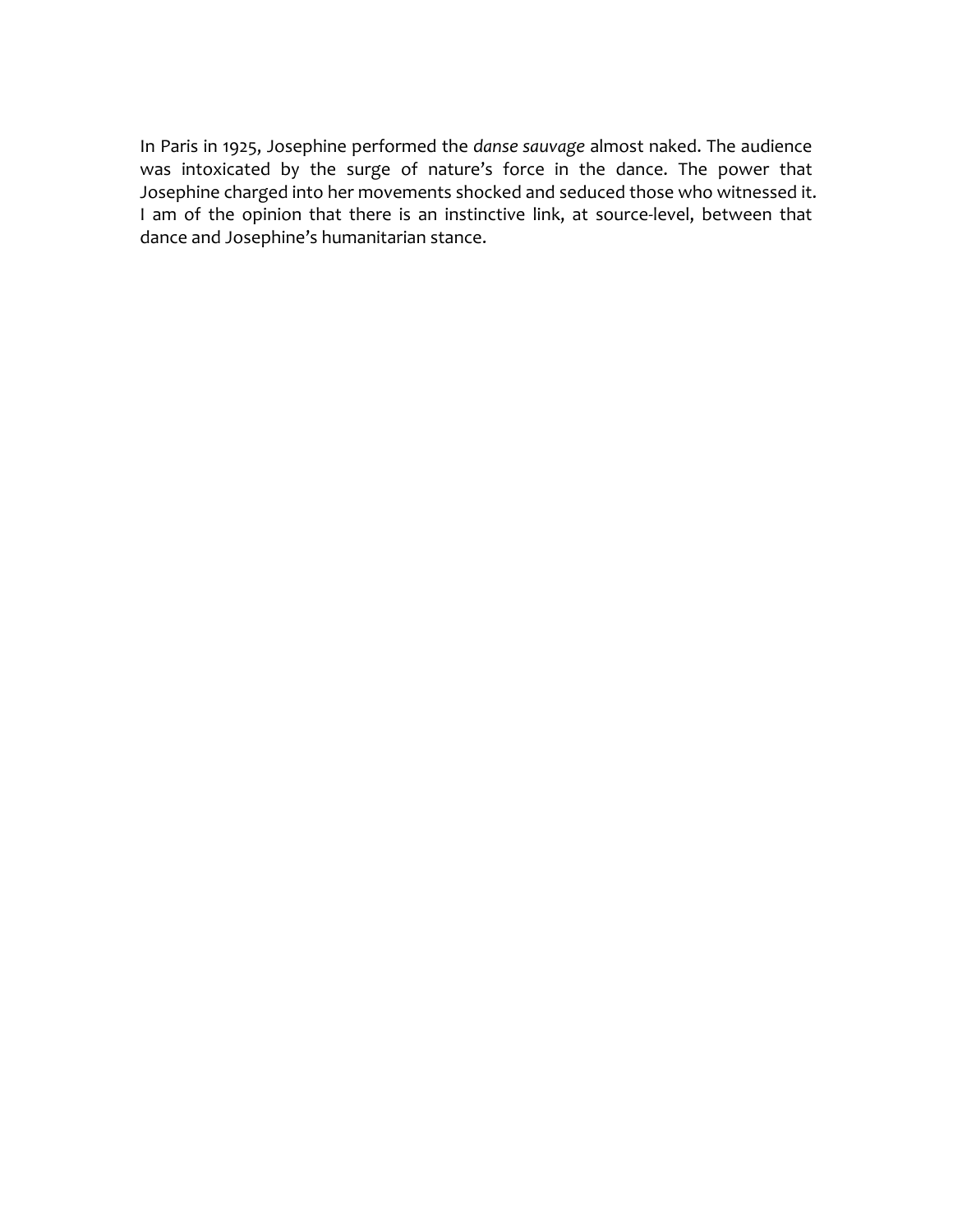In Paris in 1925, Josephine performed the *danse sauvage* almost naked. The audience was intoxicated by the surge of nature's force in the dance. The power that Josephine charged into her movements shocked and seduced those who witnessed it. I am of the opinion that there is an instinctive link, at source-level, between that dance and Josephine's humanitarian stance.